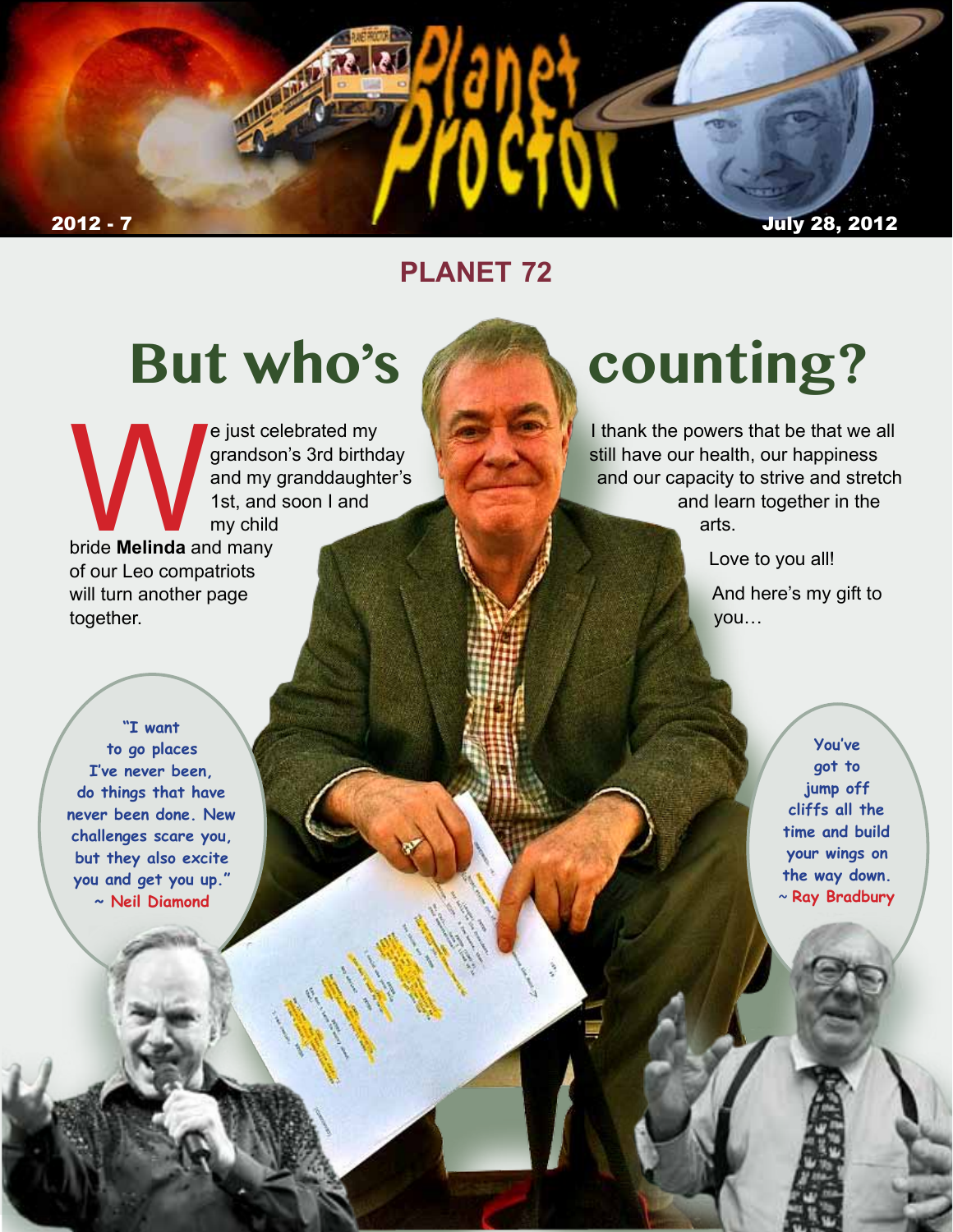Planet Proctor

2012 - 7 | July 28, 2012

## PLANET 72

# But who's counting?

We just celebrated my grandson's 3rd birthday and my granddaughter's 1st, and soon I and my child bride **Melinda** and many of our Leo compatriots will turn another page together.

I thank the powers that be that we all still have our health, our happiness and our capacity to strive and stretch and learn together in the arts.

Love to you all!

And here's my gift to you…

"I want to go places I've never been, do things that have never been done. New challenges scare you, but they also excite you and get you up."
~ Neil Diamond

You've got to jump off cliffs all the time and build your wings on the way down.
~ Ray Bradbury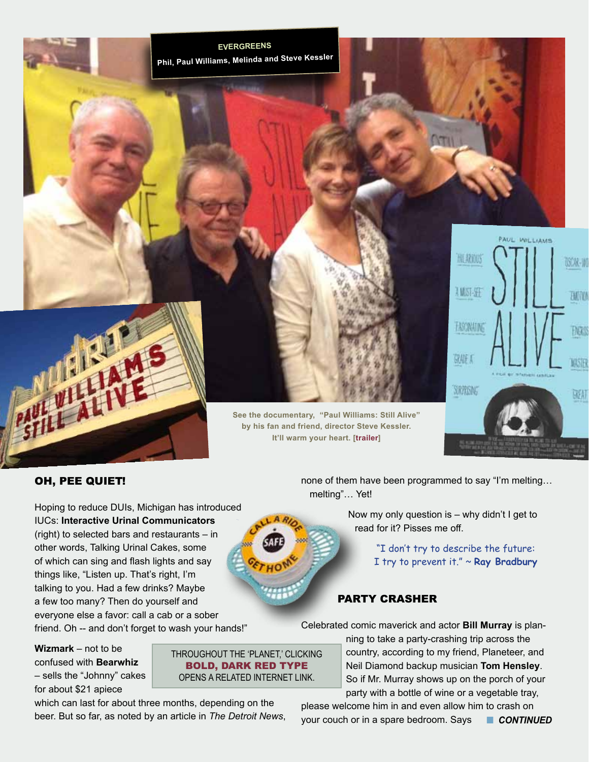**EVERGREENS**
Phil, Paul Williams, Melinda and Steve Kessler

See the documentary, **"Paul Williams: Still Alive"** by his fan and friend, director Steve Kessler. It'll warm your heart. **[trailer]**

## OH, PEE QUIET!

Hoping to reduce DUIs, Michigan has introduced IUCs: **Interactive Urinal Communicators** (right) to selected bars and restaurants – in other words, Talking Urinal Cakes, some of which can sing and flash lights and say things like, "Listen up. That's right, I'm talking to you. Had a few drinks? Maybe a few too many? Then do yourself and everyone else a favor: call a cab or a sober friend. Oh -- and don't forget to wash your hands!"

**Wizmark** – not to be confused with **Bearwhiz** – sells the "Johnny" cakes for about $21 apiece which can last for about three months, depending on the beer. But so far, as noted by an article in *The Detroit News*, none of them have been programmed to say "I'm melting… melting"… Yet!

Now my only question is – why didn't I get to read for it? Pisses me off.

THROUGHOUT THE 'PLANET,' CLICKING **BOLD, DARK RED TYPE** OPENS A RELATED INTERNET LINK.

"I don't try to describe the future: I try to prevent it." ~ **Ray Bradbury**

## PARTY CRASHER

Celebrated comic maverick and actor **Bill Murray** is planning to take a party-crashing trip across the country, according to my friend, Planeteer, and Neil Diamond backup musician **Tom Hensley**. So if Mr. Murray shows up on the porch of your party with a bottle of wine or a vegetable tray, please welcome him in and even allow him to crash on your couch or in a spare bedroom. Says ***CONTINUED***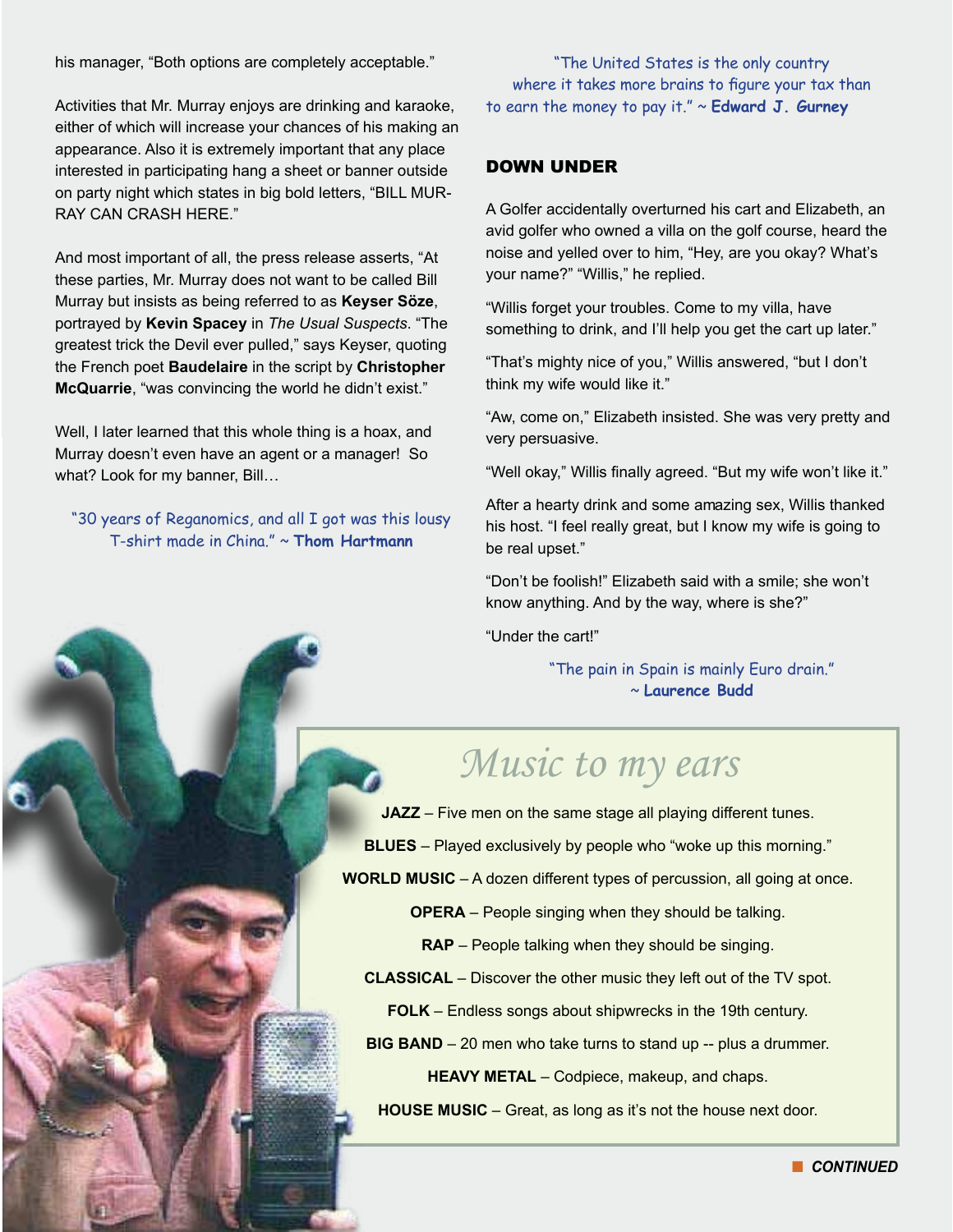his manager, "Both options are completely acceptable."

Activities that Mr. Murray enjoys are drinking and karaoke, either of which will increase your chances of his making an appearance. Also it is extremely important that any place interested in participating hang a sheet or banner outside on party night which states in big bold letters, "BILL MURRAY CAN CRASH HERE."

And most important of all, the press release asserts, "At these parties, Mr. Murray does not want to be called Bill Murray but insists as being referred to as **Keyser Söze**, portrayed by **Kevin Spacey** in *The Usual Suspects*. "The greatest trick the Devil ever pulled," says Keyser, quoting the French poet **Baudelaire** in the script by **Christopher McQuarrie**, "was convincing the world he didn't exist."

Well, I later learned that this whole thing is a hoax, and Murray doesn't even have an agent or a manager! So what? Look for my banner, Bill…

"30 years of Reganomics, and all I got was this lousy T-shirt made in China." ~ **Thom Hartmann**

"The United States is the only country where it takes more brains to figure your tax than to earn the money to pay it." ~ **Edward J. Gurney**

## DOWN UNDER

A Golfer accidentally overturned his cart and Elizabeth, an avid golfer who owned a villa on the golf course, heard the noise and yelled over to him, "Hey, are you okay? What's your name?" "Willis," he replied.

"Willis forget your troubles. Come to my villa, have something to drink, and I'll help you get the cart up later."

"That's mighty nice of you," Willis answered, "but I don't think my wife would like it."

"Aw, come on," Elizabeth insisted. She was very pretty and very persuasive.

"Well okay," Willis finally agreed. "But my wife won't like it."

After a hearty drink and some amazing sex, Willis thanked his host. "I feel really great, but I know my wife is going to be real upset."

"Don't be foolish!" Elizabeth said with a smile; she won't know anything. And by the way, where is she?"

"Under the cart!"

"The pain in Spain is mainly Euro drain." ~ **Laurence Budd**

## *Music to my ears*

**JAZZ** – Five men on the same stage all playing different tunes.

**BLUES** – Played exclusively by people who "woke up this morning."

**WORLD MUSIC** – A dozen different types of percussion, all going at once.

**OPERA** – People singing when they should be talking.

**RAP** – People talking when they should be singing.

**CLASSICAL** – Discover the other music they left out of the TV spot.

**FOLK** – Endless songs about shipwrecks in the 19th century.

**BIG BAND** – 20 men who take turns to stand up -- plus a drummer.

**HEAVY METAL** – Codpiece, makeup, and chaps.

**HOUSE MUSIC** – Great, as long as it's not the house next door.

***CONTINUED***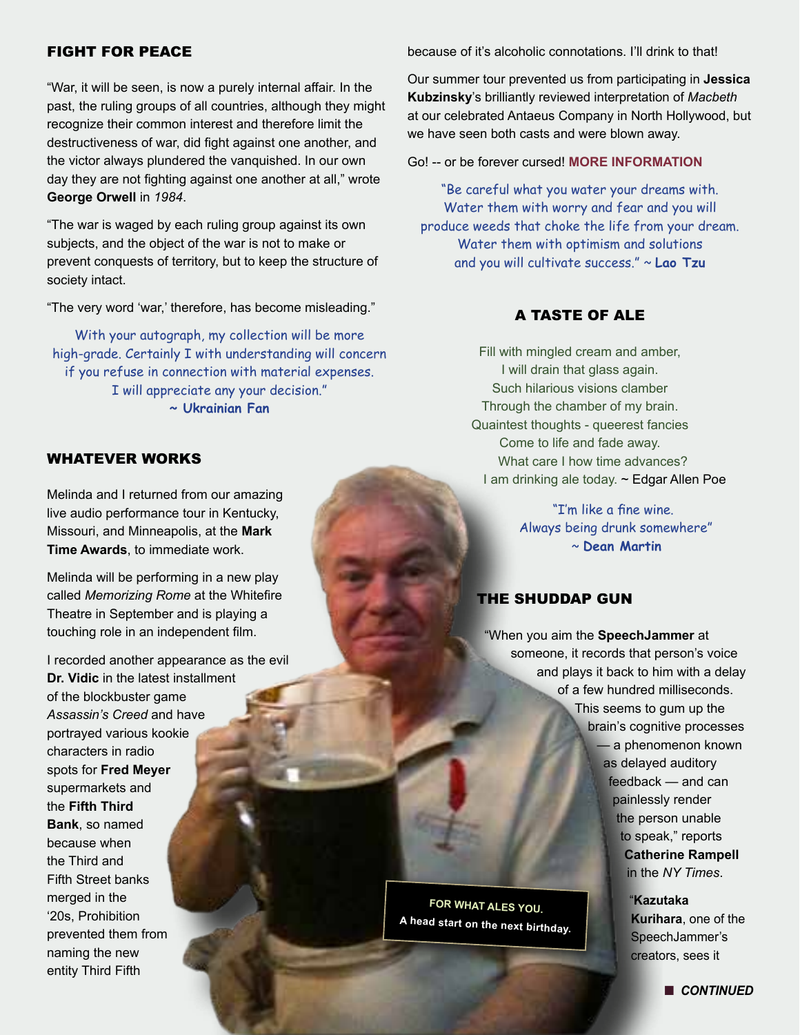## FIGHT FOR PEACE

"War, it will be seen, is now a purely internal affair. In the past, the ruling groups of all countries, although they might recognize their common interest and therefore limit the destructiveness of war, did fight against one another, and the victor always plundered the vanquished. In our own day they are not fighting against one another at all," wrote **George Orwell** in *1984*.

"The war is waged by each ruling group against its own subjects, and the object of the war is not to make or prevent conquests of territory, but to keep the structure of society intact.

"The very word 'war,' therefore, has become misleading."

"With your autograph, my collection will be more high-grade. Certainly I with understanding will concern if you refuse in connection with material expenses. I will appreciate any your decision."
~ **Ukrainian Fan**

## WHATEVER WORKS

Melinda and I returned from our amazing live audio performance tour in Kentucky, Missouri, and Minneapolis, at the **Mark Time Awards**, to immediate work.

Melinda will be performing in a new play called *Memorizing Rome* at the Whitefire Theatre in September and is playing a touching role in an independent film.

I recorded another appearance as the evil **Dr. Vidic** in the latest installment of the blockbuster game *Assassin's Creed* and have portrayed various kookie characters in radio spots for **Fred Meyer** supermarkets and the **Fifth Third Bank**, so named because when the Third and Fifth Street banks merged in the '20s, Prohibition prevented them from naming the new entity Third Fifth because of it's alcoholic connotations. I'll drink to that!

Our summer tour prevented us from participating in **Jessica Kubzinsky**'s brilliantly reviewed interpretation of *Macbeth* at our celebrated Antaeus Company in North Hollywood, but we have seen both casts and were blown away.

Go! -- or be forever cursed! **MORE INFORMATION**

"Be careful what you water your dreams with. Water them with worry and fear and you will produce weeds that choke the life from your dream. Water them with optimism and solutions and you will cultivate success." ~ **Lao Tzu**

## A TASTE OF ALE

Fill with mingled cream and amber,
I will drain that glass again.
Such hilarious visions clamber
Through the chamber of my brain.
Quaintest thoughts - queerest fancies
Come to life and fade away.
What care I how time advances?
I am drinking ale today. ~ Edgar Allen Poe

"I'm like a fine wine. Always being drunk somewhere"
~ **Dean Martin**

FOR WHAT ALES YOU.
A head start on the next birthday.

## THE SHUDDAP GUN

"When you aim the **SpeechJammer** at someone, it records that person's voice and plays it back to him with a delay of a few hundred milliseconds. This seems to gum up the brain's cognitive processes — a phenomenon known as delayed auditory feedback — and can painlessly render the person unable to speak," reports **Catherine Rampell** in the *NY Times*.

"**Kazutaka Kurihara**, one of the SpeechJammer's creators, sees it

■ *CONTINUED*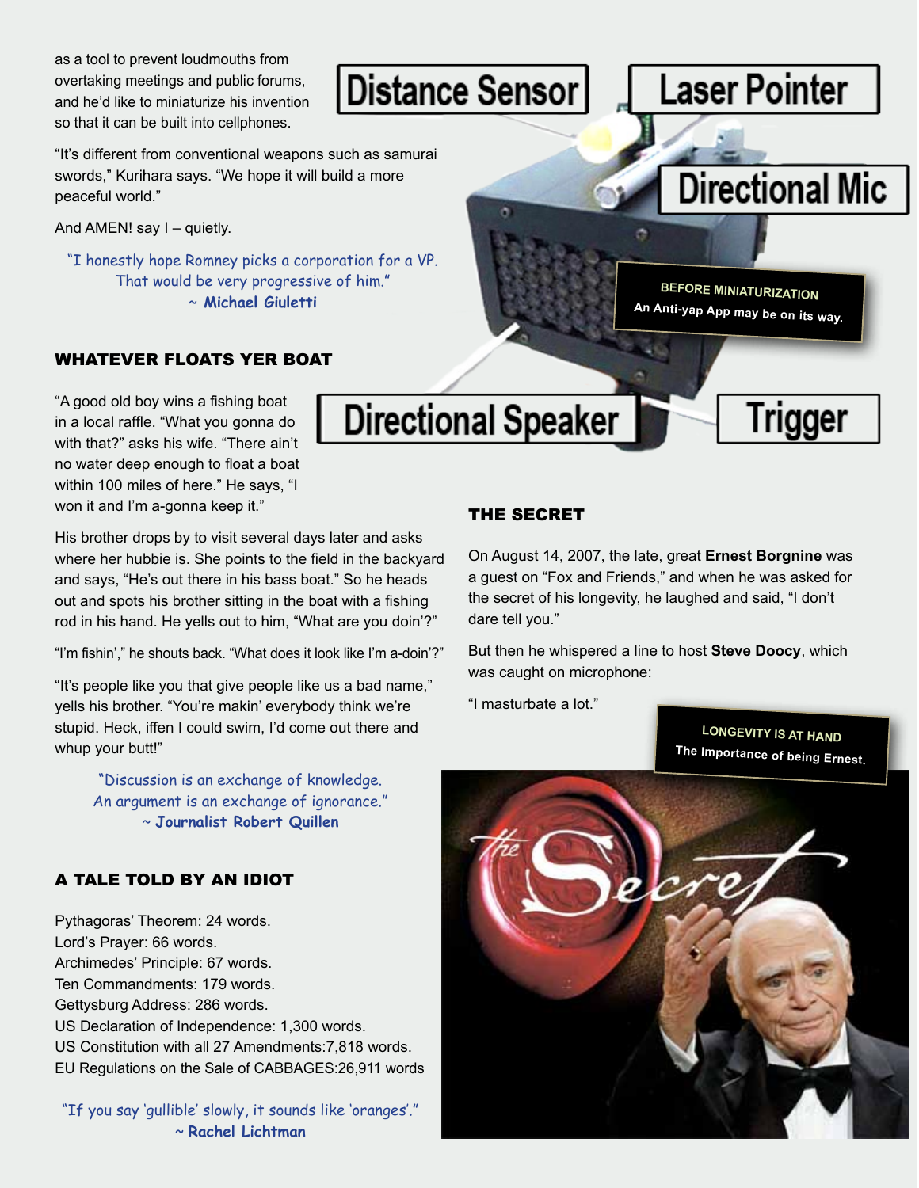as a tool to prevent loudmouths from overtaking meetings and public forums, and he'd like to miniaturize his invention so that it can be built into cellphones.

"It's different from conventional weapons such as samurai swords," Kurihara says. "We hope it will build a more peaceful world."

And AMEN! say I – quietly.

> "I honestly hope Romney picks a corporation for a VP. That would be very progressive of him."
> ~ **Michael Giuletti**

Distance Sensor

Laser Pointer

Directional Mic

Directional Speaker

Trigger

**BEFORE MINIATURIZATION**
**An Anti-yap App may be on its way.**

### WHATEVER FLOATS YER BOAT

"A good old boy wins a fishing boat in a local raffle. "What you gonna do with that?" asks his wife. "There ain't no water deep enough to float a boat within 100 miles of here." He says, "I won it and I'm a-gonna keep it."

His brother drops by to visit several days later and asks where her hubbie is. She points to the field in the backyard and says, "He's out there in his bass boat." So he heads out and spots his brother sitting in the boat with a fishing rod in his hand. He yells out to him, "What are you doin'?"

"I'm fishin'," he shouts back. "What does it look like I'm a-doin'?"

"It's people like you that give people like us a bad name," yells his brother. "You're makin' everybody think we're stupid. Heck, iffen I could swim, I'd come out there and whup your butt!"

> "Discussion is an exchange of knowledge. An argument is an exchange of ignorance."
> ~ **Journalist Robert Quillen**

### A TALE TOLD BY AN IDIOT

Pythagoras' Theorem: 24 words.
Lord's Prayer: 66 words.
Archimedes' Principle: 67 words.
Ten Commandments: 179 words.
Gettysburg Address: 286 words.
US Declaration of Independence: 1,300 words.
US Constitution with all 27 Amendments:7,818 words.
EU Regulations on the Sale of CABBAGES:26,911 words

> "If you say 'gullible' slowly, it sounds like 'oranges'."
> ~ **Rachel Lichtman**

### THE SECRET

On August 14, 2007, the late, great **Ernest Borgnine** was a guest on "Fox and Friends," and when he was asked for the secret of his longevity, he laughed and said, "I don't dare tell you."

But then he whispered a line to host **Steve Doocy**, which was caught on microphone:

"I masturbate a lot."

**LONGEVITY IS AT HAND**
**The Importance of being Ernest.**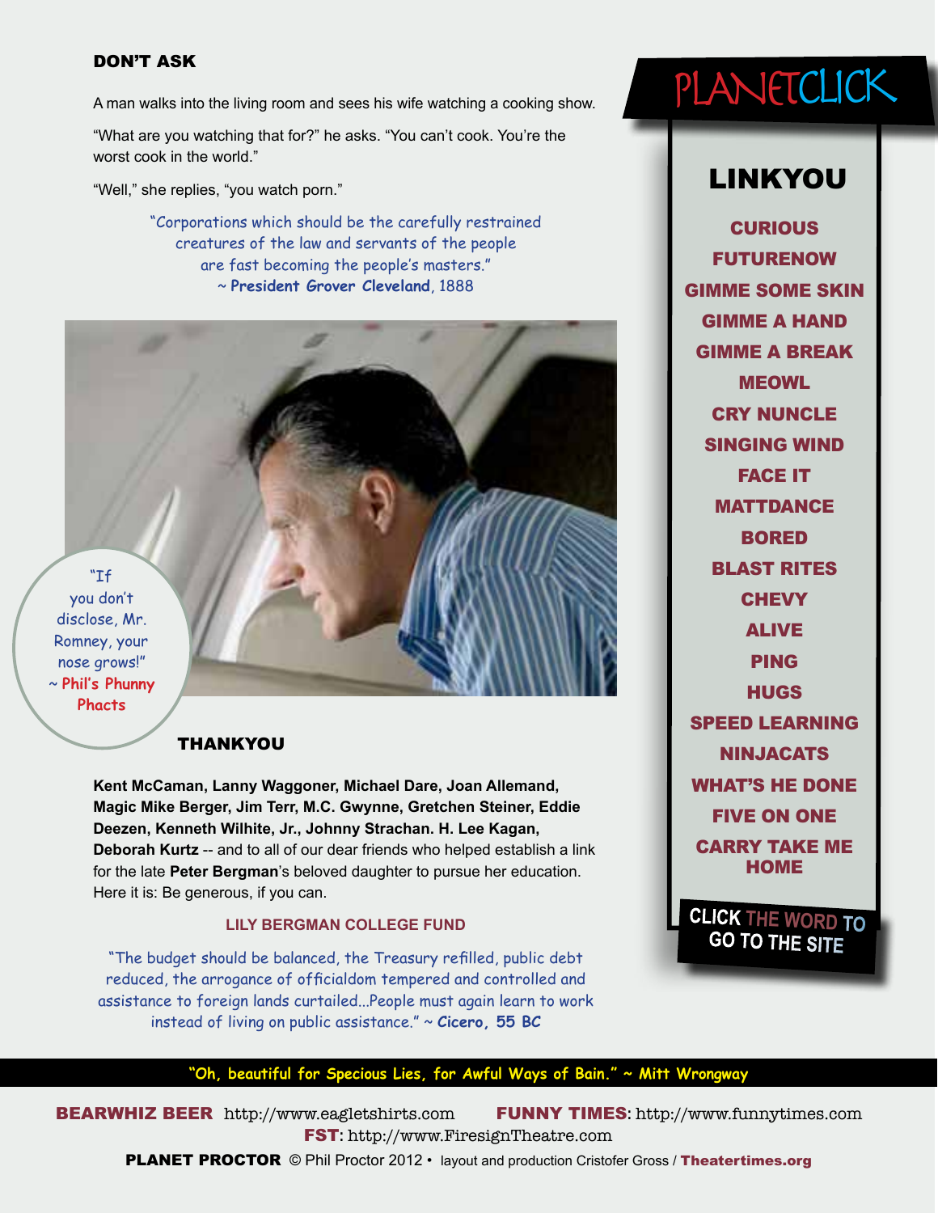### DON'T ASK

A man walks into the living room and sees his wife watching a cooking show.

"What are you watching that for?" he asks. "You can't cook. You're the worst cook in the world."

"Well," she replies, "you watch porn."

"Corporations which should be the carefully restrained creatures of the law and servants of the people are fast becoming the people's masters."
~ **President Grover Cleveland**, 1888

"If you don't disclose, Mr. Romney, your nose grows!"
~ Phil's Phunny Phacts

### THANKYOU

**Kent McCaman, Lanny Waggoner, Michael Dare, Joan Allemand, Magic Mike Berger, Jim Terr, M.C. Gwynne, Gretchen Steiner, Eddie Deezen, Kenneth Wilhite, Jr., Johnny Strachan. H. Lee Kagan, Deborah Kurtz** -- and to all of our dear friends who helped establish a link for the late **Peter Bergman**'s beloved daughter to pursue her education. Here it is: Be generous, if you can.

**LILY BERGMAN COLLEGE FUND**

"The budget should be balanced, the Treasury refilled, public debt reduced, the arrogance of officialdom tempered and controlled and assistance to foreign lands curtailed...People must again learn to work instead of living on public assistance." ~ **Cicero, 55 BC**

## PLANETCLICK

### LINKYOU

- CURIOUS
- FUTURENOW
- GIMME SOME SKIN
- GIMME A HAND
- GIMME A BREAK
- MEOWL
- CRY NUNCLE
- SINGING WIND
- FACE IT
- MATTDANCE
- BORED
- BLAST RITES
- CHEVY
- ALIVE
- PING
- HUGS
- SPEED LEARNING
- NINJACATS
- WHAT'S HE DONE
- FIVE ON ONE
- CARRY TAKE ME HOME

**CLICK THE WORD TO GO TO THE SITE**

"Oh, beautiful for Specious Lies, for Awful Ways of Bain." ~ Mitt Wrongway

**BEARWHIZ BEER** http://www.eagletshirts.com **FUNNY TIMES**: http://www.funnytimes.com
**FST:** http://www.FiresignTheatre.com

**PLANET PROCTOR** © Phil Proctor 2012 • layout and production Cristofer Gross / **Theatertimes.org**